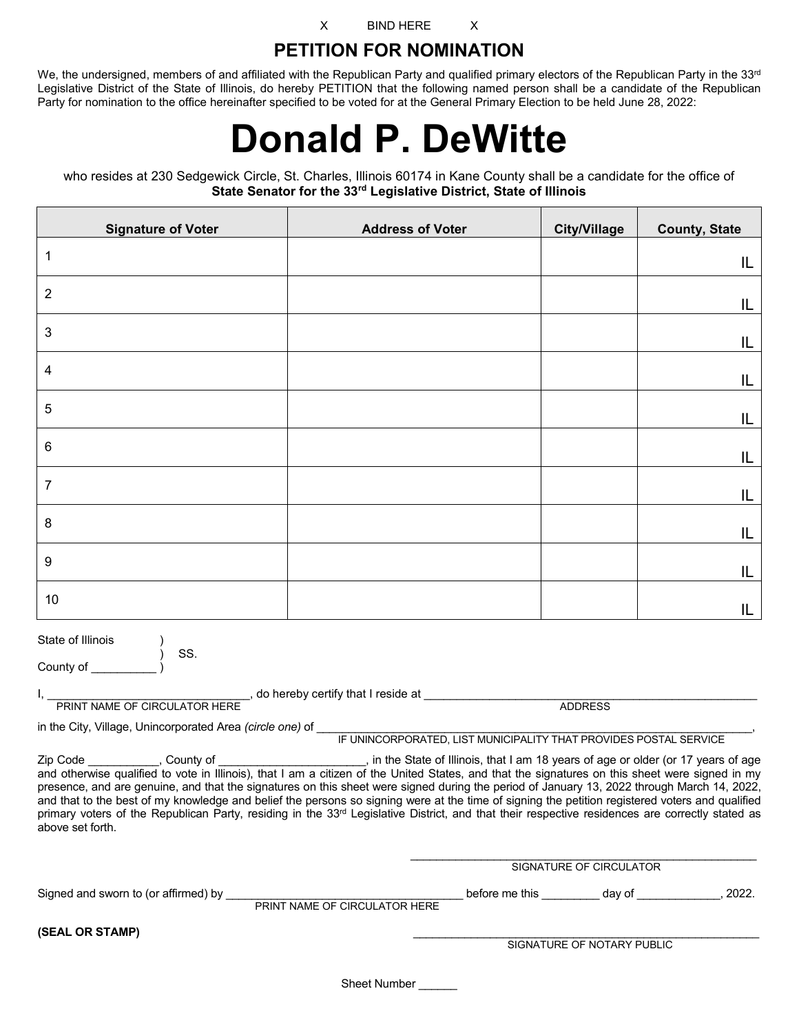X BIND HERE X

# PETITION FOR NOMINATION

We, the undersigned, members of and affiliated with the Republican Party and qualified primary electors of the Republican Party in the 33rd Legislative District of the State of Illinois, do hereby PETITION that the following named person shall be a candidate of the Republican Party for nomination to the office hereinafter specified to be voted for at the General Primary Election to be held June 28, 2022:

# Donald P. DeWitte

who resides at 230 Sedgewick Circle, St. Charles, Illinois 60174 in Kane County shall be a candidate for the office of **State Senator for the 33rd Legislative District, State of Illinois**

| Signature of Voter | Address of Voter | City/Village | County, State |
|---|---|---|---|
| 1 | | | IL |
| 2 | | | IL |
| 3 | | | IL |
| 4 | | | IL |
| 5 | | | IL |
| 6 | | | IL |
| 7 | | | IL |
| 8 | | | IL |
| 9 | | | IL |
| 10 | | | IL |

State of Illinois )
) SS.
County of __________ )

I, _______________________________, do hereby certify that I reside at _______________________________________________________
PRINT NAME OF CIRCULATOR HERE ADDRESS

in the City, Village, Unincorporated Area *(circle one)* of _______________________________________________________________________,
IF UNINCORPORATED, LIST MUNICIPALITY THAT PROVIDES POSTAL SERVICE

Zip Code ___________, County of ________________________, in the State of Illinois, that I am 18 years of age or older (or 17 years of age and otherwise qualified to vote in Illinois), that I am a citizen of the United States, and that the signatures on this sheet were signed in my presence, and are genuine, and that the signatures on this sheet were signed during the period of January 13, 2022 through March 14, 2022, and that to the best of my knowledge and belief the persons so signing were at the time of signing the petition registered voters and qualified primary voters of the Republican Party, residing in the 33rd Legislative District, and that their respective residences are correctly stated as above set forth.

_______________________________________________________
SIGNATURE OF CIRCULATOR

Signed and sworn to (or affirmed) by _______________________________________ before me this _________ day of _____________, 2022.
PRINT NAME OF CIRCULATOR HERE

**(SEAL OR STAMP)**

_______________________________________________________
SIGNATURE OF NOTARY PUBLIC

Sheet Number ______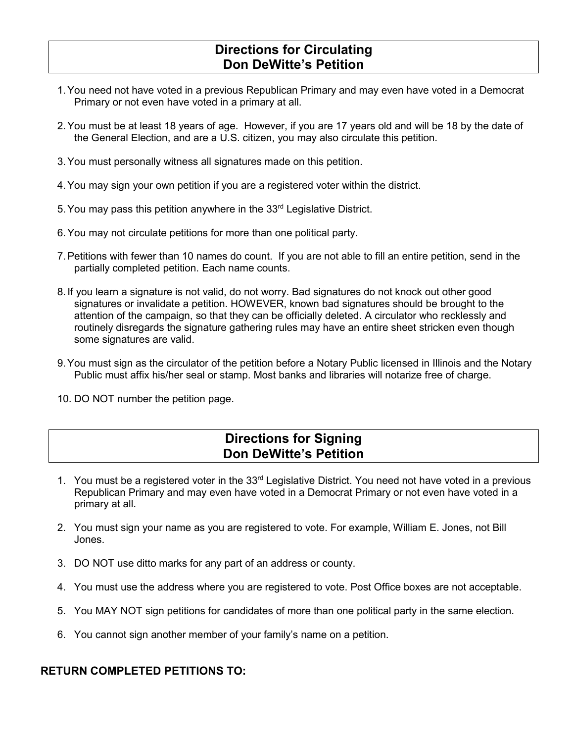## Directions for Circulating
## Don DeWitte's Petition

1. You need not have voted in a previous Republican Primary and may even have voted in a Democrat Primary or not even have voted in a primary at all.

2. You must be at least 18 years of age. However, if you are 17 years old and will be 18 by the date of the General Election, and are a U.S. citizen, you may also circulate this petition.

3. You must personally witness all signatures made on this petition.

4. You may sign your own petition if you are a registered voter within the district.

5. You may pass this petition anywhere in the 33rd Legislative District.

6. You may not circulate petitions for more than one political party.

7. Petitions with fewer than 10 names do count. If you are not able to fill an entire petition, send in the partially completed petition. Each name counts.

8. If you learn a signature is not valid, do not worry. Bad signatures do not knock out other good signatures or invalidate a petition. HOWEVER, known bad signatures should be brought to the attention of the campaign, so that they can be officially deleted. A circulator who recklessly and routinely disregards the signature gathering rules may have an entire sheet stricken even though some signatures are valid.

9. You must sign as the circulator of the petition before a Notary Public licensed in Illinois and the Notary Public must affix his/her seal or stamp. Most banks and libraries will notarize free of charge.

10. DO NOT number the petition page.

## Directions for Signing
## Don DeWitte's Petition

1. You must be a registered voter in the 33rd Legislative District. You need not have voted in a previous Republican Primary and may even have voted in a Democrat Primary or not even have voted in a primary at all.

2. You must sign your name as you are registered to vote. For example, William E. Jones, not Bill Jones.

3. DO NOT use ditto marks for any part of an address or county.

4. You must use the address where you are registered to vote. Post Office boxes are not acceptable.

5. You MAY NOT sign petitions for candidates of more than one political party in the same election.

6. You cannot sign another member of your family's name on a petition.

**RETURN COMPLETED PETITIONS TO:**